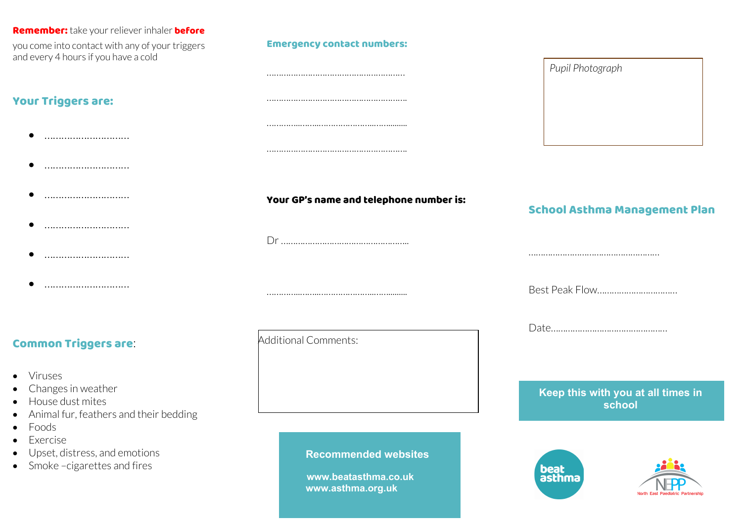**Remember:** take your reliever inhaler **before** you come into contact with any of your triggers and every 4 hours if you have a cold

## Your Triggers are:

- ………………………..
- ………………………..
- ………………………..
- ………………………..
- ………………………..
- ………………………..

## Common Triggers are:

- Viruses
- Changes in weather
- House dust mites
- Animal fur, feathers and their bedding
- Foods
- Exercise
- Upset, distress, and emotions
- Smoke –cigarettes and fires

## Emergency contact numbers:

…………………………………………………

…………………………………………………

…………………………………………………

…………………………………………………

**Your GP's name and telephone number is:**

Dr ……………………………………………

…………………………………………………

Additional Comments:

**Recommended websites**

**www.beatasthma.co.uk**
**www.asthma.org.uk**

*Pupil Photograph*

## School Asthma Management Plan

……………………………………………

Best Peak Flow……………………………

Date…………………………………………

**Keep this with you at all times in school**

beat asthma

NEPP North East Paediatric Partnership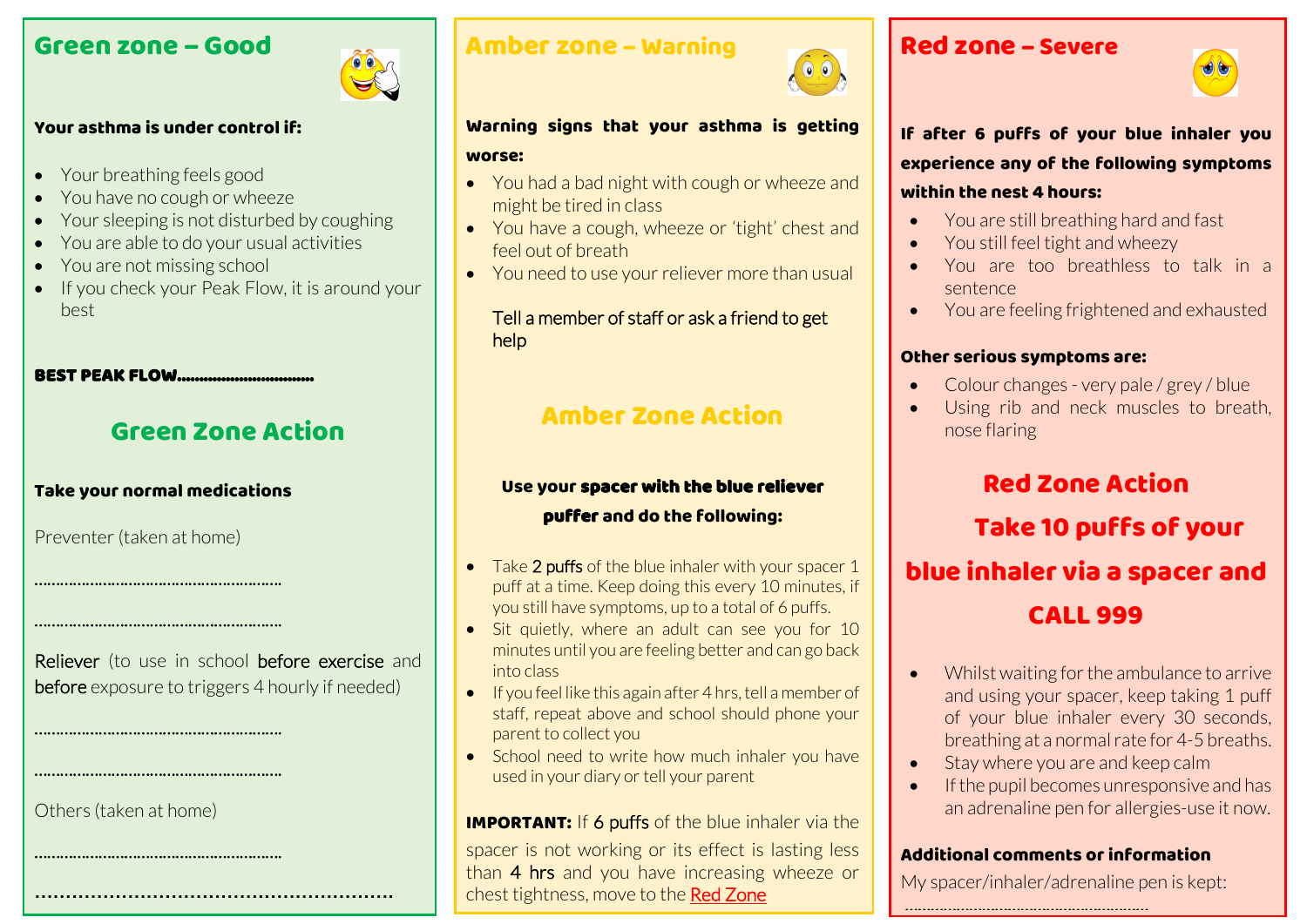## Green zone – Good

**Your asthma is under control if:**

- Your breathing feels good
- You have no cough or wheeze
- Your sleeping is not disturbed by coughing
- You are able to do your usual activities
- You are not missing school
- If you check your Peak Flow, it is around your best

**BEST PEAK FLOW...............................**

### Green Zone Action

**Take your normal medications**

Preventer (taken at home)

........................................................

........................................................

Reliever (to use in school before exercise and before exposure to triggers 4 hourly if needed)

........................................................

........................................................

Others (taken at home)

........................................................

........................................................

## Amber zone – Warning

**Warning signs that your asthma is getting worse:**

- You had a bad night with cough or wheeze and might be tired in class
- You have a cough, wheeze or 'tight' chest and feel out of breath
- You need to use your reliever more than usual

Tell a member of staff or ask a friend to get help

### Amber Zone Action

**Use your spacer with the blue reliever puffer and do the following:**

- Take 2 puffs of the blue inhaler with your spacer 1 puff at a time. Keep doing this every 10 minutes, if you still have symptoms, up to a total of 6 puffs.
- Sit quietly, where an adult can see you for 10 minutes until you are feeling better and can go back into class
- If you feel like this again after 4 hrs, tell a member of staff, repeat above and school should phone your parent to collect you
- School need to write how much inhaler you have used in your diary or tell your parent

**IMPORTANT:** If 6 puffs of the blue inhaler via the spacer is not working or its effect is lasting less than 4 hrs and you have increasing wheeze or chest tightness, move to the Red Zone

## Red zone – Severe

**If after 6 puffs of your blue inhaler you experience any of the following symptoms within the nest 4 hours:**

- You are still breathing hard and fast
- You still feel tight and wheezy
- You are too breathless to talk in a sentence
- You are feeling frightened and exhausted

**Other serious symptoms are:**

- Colour changes - very pale / grey / blue
- Using rib and neck muscles to breath, nose flaring

### Red Zone Action

**Take 10 puffs of your blue inhaler via a spacer and CALL 999**

- Whilst waiting for the ambulance to arrive and using your spacer, keep taking 1 puff of your blue inhaler every 30 seconds, breathing at a normal rate for 4-5 breaths.
- Stay where you are and keep calm
- If the pupil becomes unresponsive and has an adrenaline pen for allergies-use it now.

**Additional comments or information**

My spacer/inhaler/adrenaline pen is kept:

........................................................